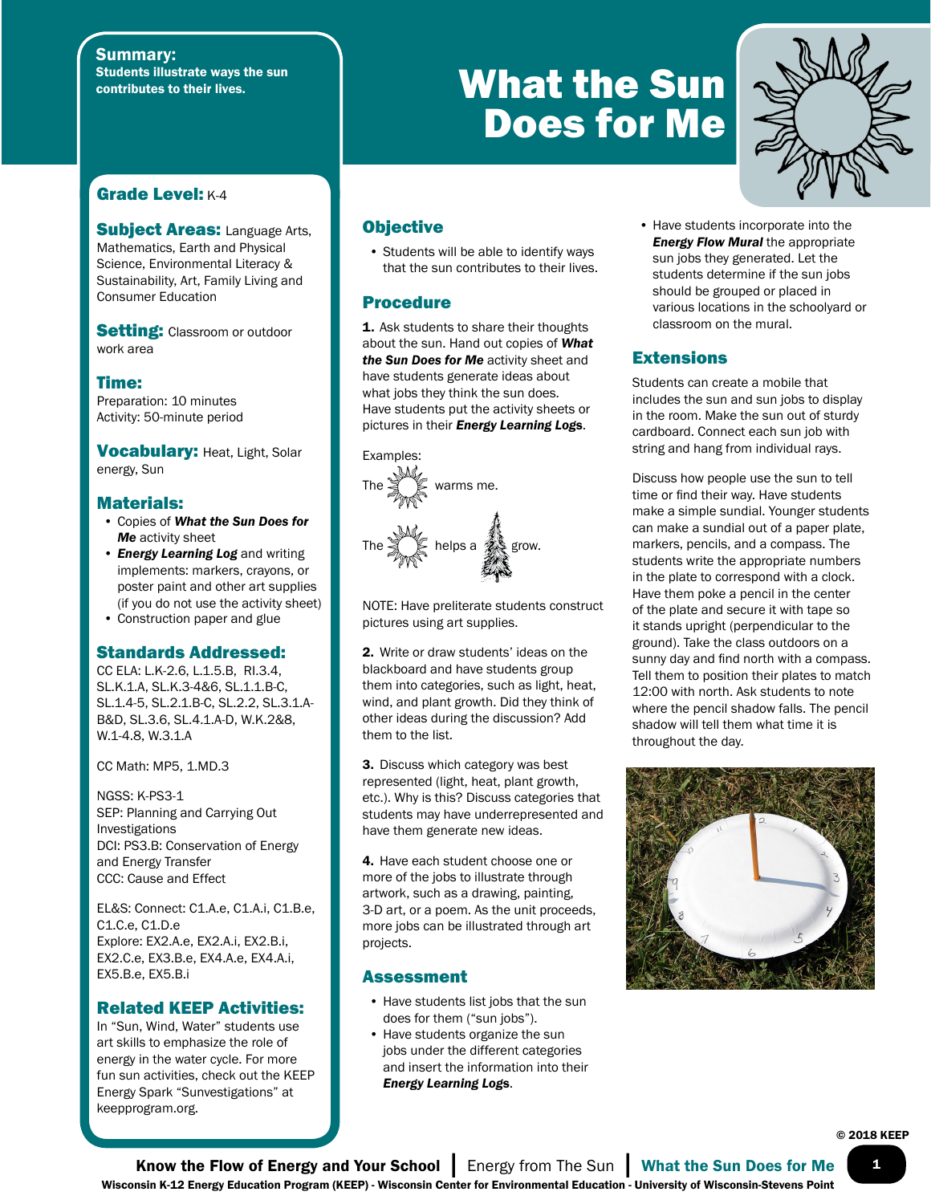# What the Sun Does for Me

**Summary:**
**Students illustrate ways the sun contributes to their lives.**

## Grade Level: K-4

## Subject Areas:
Language Arts, Mathematics, Earth and Physical Science, Environmental Literacy & Sustainability, Art, Family Living and Consumer Education

## Setting:
Classroom or outdoor work area

## Time:
Preparation: 10 minutes
Activity: 50-minute period

## Vocabulary:
Heat, Light, Solar energy, Sun

## Materials:
- Copies of ***What the Sun Does for Me*** activity sheet
- ***Energy Learning Log*** and writing implements: markers, crayons, or poster paint and other art supplies (if you do not use the activity sheet)
- Construction paper and glue

## Standards Addressed:
CC ELA: L.K-2.6, L.1.5.B, RI.3.4, SL.K.1.A, SL.K.3-4&6, SL.1.1.B-C, SL.1.4-5, SL.2.1.B-C, SL.2.2, SL.3.1.A-B&D, SL.3.6, SL.4.1.A-D, W.K.2&8, W.1-4.8, W.3.1.A

CC Math: MP5, 1.MD.3

NGSS: K-PS3-1
SEP: Planning and Carrying Out Investigations
DCI: PS3.B: Conservation of Energy and Energy Transfer
CCC: Cause and Effect

EL&S: Connect: C1.A.e, C1.A.i, C1.B.e, C1.C.e, C1.D.e
Explore: EX2.A.e, EX2.A.i, EX2.B.i, EX2.C.e, EX3.B.e, EX4.A.e, EX4.A.i, EX5.B.e, EX5.B.i

## Related KEEP Activities:
In "Sun, Wind, Water" students use art skills to emphasize the role of energy in the water cycle. For more fun sun activities, check out the KEEP Energy Spark "Sunvestigations" at keepprogram.org.

## Objective
- Students will be able to identify ways that the sun contributes to their lives.

## Procedure
**1.** Ask students to share their thoughts about the sun. Hand out copies of ***What the Sun Does for Me*** activity sheet and have students generate ideas about what jobs they think the sun does. Have students put the activity sheets or pictures in their ***Energy Learning Logs***.

Examples:

The [sun] warms me.

The [sun] helps a [tree] grow.

NOTE: Have preliterate students construct pictures using art supplies.

**2.** Write or draw students' ideas on the blackboard and have students group them into categories, such as light, heat, wind, and plant growth. Did they think of other ideas during the discussion? Add them to the list.

**3.** Discuss which category was best represented (light, heat, plant growth, etc.). Why is this? Discuss categories that students may have underrepresented and have them generate new ideas.

**4.** Have each student choose one or more of the jobs to illustrate through artwork, such as a drawing, painting, 3-D art, or a poem. As the unit proceeds, more jobs can be illustrated through art projects.

## Assessment
- Have students list jobs that the sun does for them ("sun jobs").
- Have students organize the sun jobs under the different categories and insert the information into their ***Energy Learning Logs***.
- Have students incorporate into the ***Energy Flow Mural*** the appropriate sun jobs they generated. Let the students determine if the sun jobs should be grouped or placed in various locations in the schoolyard or classroom on the mural.

## Extensions
Students can create a mobile that includes the sun and sun jobs to display in the room. Make the sun out of sturdy cardboard. Connect each sun job with string and hang from individual rays.

Discuss how people use the sun to tell time or find their way. Have students make a simple sundial. Younger students can make a sundial out of a paper plate, markers, pencils, and a compass. The students write the appropriate numbers in the plate to correspond with a clock. Have them poke a pencil in the center of the plate and secure it with tape so it stands upright (perpendicular to the ground). Take the class outdoors on a sunny day and find north with a compass. Tell them to position their plates to match 12:00 with north. Ask students to note where the pencil shadow falls. The pencil shadow will tell them what time it is throughout the day.

© 2018 KEEP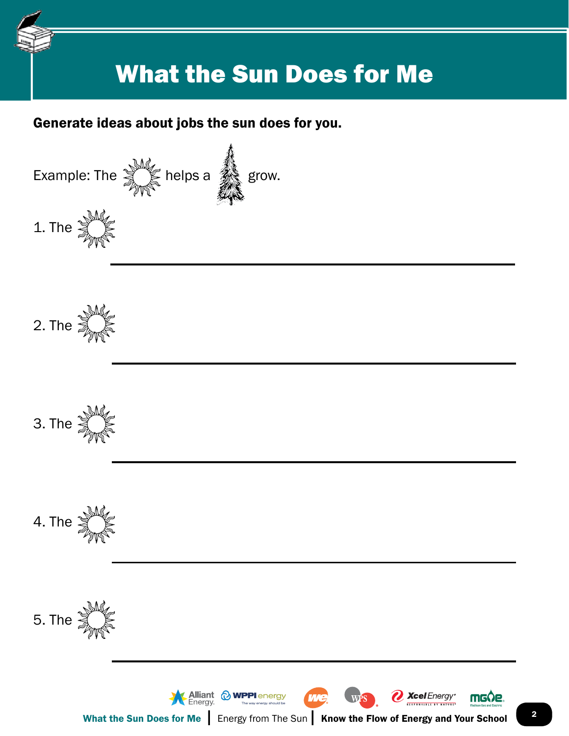# What the Sun Does for Me

**Generate ideas about jobs the sun does for you.**

Example: The sun helps a tree grow.

1. The sun ______________________________

2. The sun ______________________________

3. The sun ______________________________

4. The sun ______________________________

5. The sun ______________________________